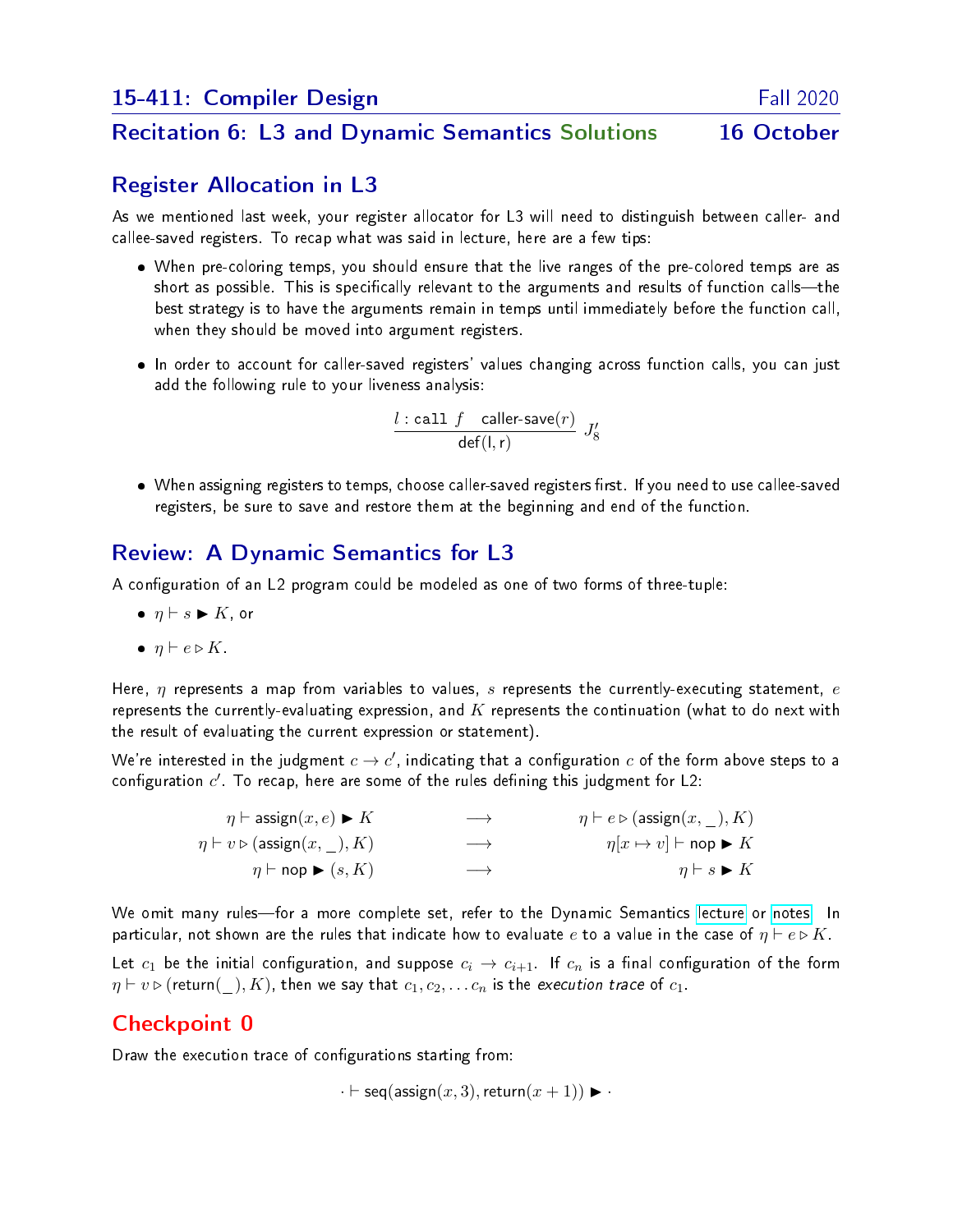# 15-411: Compiler Design — Fall 2020

## Recitation 6: L3 and Dynamic Semantics Solutions — 16 October

## Register Allocation in L3

As we mentioned last week, your register allocator for L3 will need to distinguish between caller- and callee-saved registers. To recap what was said in lecture, here are a few tips:

- When pre-coloring temps, you should ensure that the live ranges of the pre-colored temps are as short as possible. This is specifically relevant to the arguments and results of function calls—the best strategy is to have the arguments remain in temps until immediately before the function call, when they should be moved into argument registers.
- In order to account for caller-saved registers' values changing across function calls, you can just add the following rule to your liveness analysis:

$$\frac{l : \texttt{call}\ f \quad \text{caller-save}(r)}{\text{def}(\text{l}, \text{r})}\ J_8'$$

- When assigning registers to temps, choose caller-saved registers first. If you need to use callee-saved registers, be sure to save and restore them at the beginning and end of the function.

## Review: A Dynamic Semantics for L3

A configuration of an L2 program could be modeled as one of two forms of three-tuple:

- $\eta \vdash s \blacktriangleright K$, or
- $\eta \vdash e \triangleright K$.

Here, $\eta$ represents a map from variables to values, $s$ represents the currently-executing statement, $e$ represents the currently-evaluating expression, and $K$ represents the continuation (what to do next with the result of evaluating the current expression or statement).

We're interested in the judgment $c \to c'$, indicating that a configuration $c$ of the form above steps to a configuration $c'$. To recap, here are some of the rules defining this judgment for L2:

$$
\begin{array}{rcl}
\eta \vdash \text{assign}(x, e) \blacktriangleright K & \longrightarrow & \eta \vdash e \triangleright (\text{assign}(x, \_), K) \\
\eta \vdash v \triangleright (\text{assign}(x, \_), K) & \longrightarrow & \eta[x \mapsto v] \vdash \text{nop} \blacktriangleright K \\
\eta \vdash \text{nop} \blacktriangleright (s, K) & \longrightarrow & \eta \vdash s \blacktriangleright K
\end{array}
$$

We omit many rules—for a more complete set, refer to the Dynamic Semantics lecture or notes. In particular, not shown are the rules that indicate how to evaluate $e$ to a value in the case of $\eta \vdash e \triangleright K$.

Let $c_1$ be the initial configuration, and suppose $c_i \to c_{i+1}$. If $c_n$ is a final configuration of the form $\eta \vdash v \triangleright (\text{return}(\_), K)$, then we say that $c_1, c_2, \ldots c_n$ is the *execution trace* of $c_1$.

## Checkpoint 0

Draw the execution trace of configurations starting from:

$$\cdot \vdash \text{seq}(\text{assign}(x, 3), \text{return}(x + 1)) \blacktriangleright \cdot$$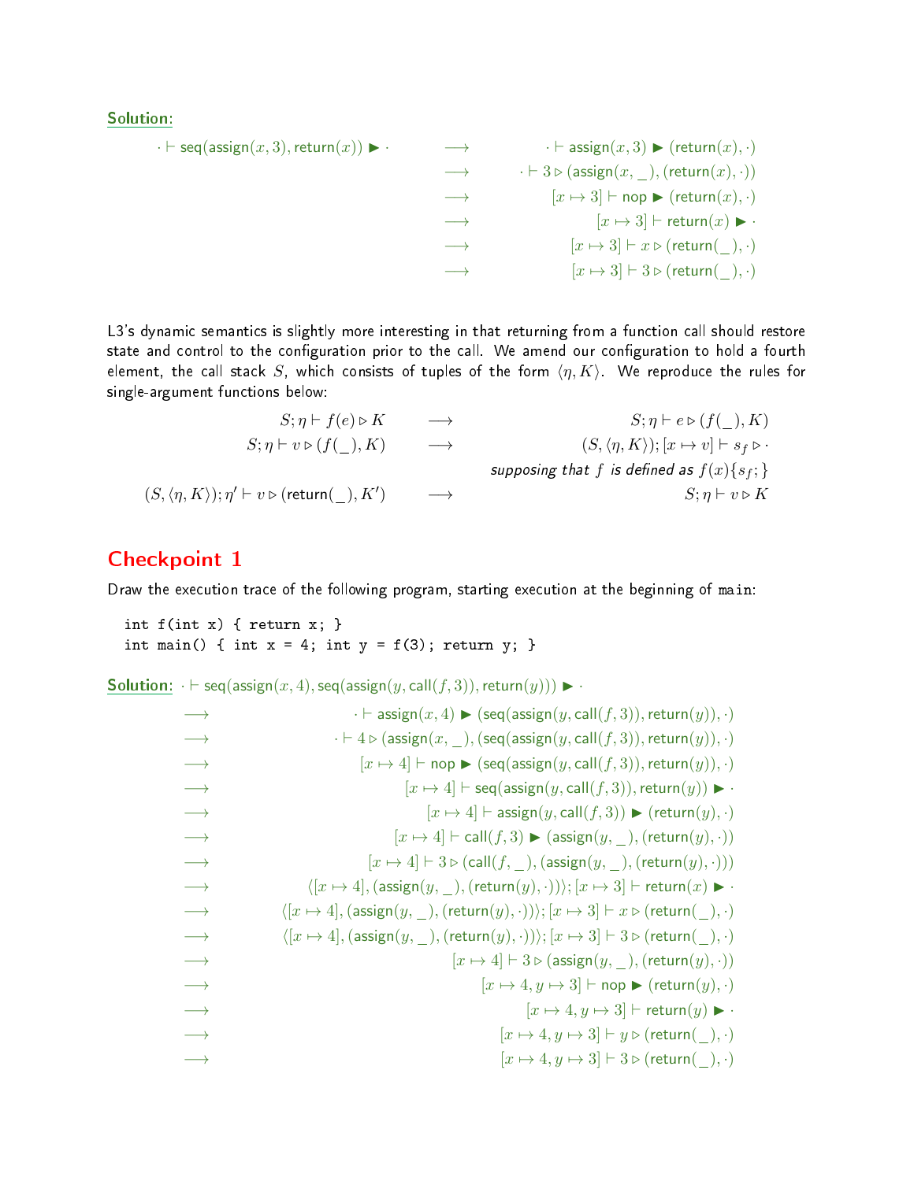<u>Solution</u>:

$$
\begin{array}{rcr}
\cdot \vdash \mathsf{seq}(\mathsf{assign}(x,3), \mathsf{return}(x)) \blacktriangleright \cdot & \longrightarrow & \cdot \vdash \mathsf{assign}(x,3) \blacktriangleright (\mathsf{return}(x), \cdot) \\
& \longrightarrow & \cdot \vdash 3 \rhd (\mathsf{assign}(x, \_), (\mathsf{return}(x), \cdot)) \\
& \longrightarrow & [x \mapsto 3] \vdash \mathsf{nop} \blacktriangleright (\mathsf{return}(x), \cdot) \\
& \longrightarrow & [x \mapsto 3] \vdash \mathsf{return}(x) \blacktriangleright \cdot \\
& \longrightarrow & [x \mapsto 3] \vdash x \rhd (\mathsf{return}(\_), \cdot) \\
& \longrightarrow & [x \mapsto 3] \vdash 3 \rhd (\mathsf{return}(\_), \cdot)
\end{array}
$$

L3's dynamic semantics is slightly more interesting in that returning from a function call should restore state and control to the configuration prior to the call. We amend our configuration to hold a fourth element, the call stack $S$, which consists of tuples of the form $\langle \eta, K \rangle$. We reproduce the rules for single-argument functions below:

$$
\begin{array}{rcr}
S; \eta \vdash f(e) \rhd K & \longrightarrow & S; \eta \vdash e \rhd (f(\_), K) \\
S; \eta \vdash v \rhd (f(\_), K) & \longrightarrow & (S, \langle \eta, K \rangle); [x \mapsto v] \vdash s_f \rhd \cdot \\
& & \textit{supposing that } f \textit{ is defined as } f(x)\{s_f;\} \\
(S, \langle \eta, K \rangle); \eta' \vdash v \rhd (\mathsf{return}(\_), K') & \longrightarrow & S; \eta \vdash v \rhd K
\end{array}
$$

## Checkpoint 1

Draw the execution trace of the following program, starting execution at the beginning of `main`:

```
int f(int x) { return x; }
int main() { int x = 4; int y = f(3); return y; }
```

<u>Solution</u>: $\cdot \vdash \mathsf{seq}(\mathsf{assign}(x,4), \mathsf{seq}(\mathsf{assign}(y, \mathsf{call}(f,3)), \mathsf{return}(y))) \blacktriangleright \cdot$

$$
\begin{array}{rr}
\longrightarrow & \cdot \vdash \mathsf{assign}(x,4) \blacktriangleright (\mathsf{seq}(\mathsf{assign}(y, \mathsf{call}(f,3)), \mathsf{return}(y)), \cdot) \\
\longrightarrow & \cdot \vdash 4 \rhd (\mathsf{assign}(x, \_), (\mathsf{seq}(\mathsf{assign}(y, \mathsf{call}(f,3)), \mathsf{return}(y)), \cdot) \\
\longrightarrow & [x \mapsto 4] \vdash \mathsf{nop} \blacktriangleright (\mathsf{seq}(\mathsf{assign}(y, \mathsf{call}(f,3)), \mathsf{return}(y)), \cdot) \\
\longrightarrow & [x \mapsto 4] \vdash \mathsf{seq}(\mathsf{assign}(y, \mathsf{call}(f,3)), \mathsf{return}(y)) \blacktriangleright \cdot \\
\longrightarrow & [x \mapsto 4] \vdash \mathsf{assign}(y, \mathsf{call}(f,3)) \blacktriangleright (\mathsf{return}(y), \cdot) \\
\longrightarrow & [x \mapsto 4] \vdash \mathsf{call}(f,3) \blacktriangleright (\mathsf{assign}(y, \_), (\mathsf{return}(y), \cdot)) \\
\longrightarrow & [x \mapsto 4] \vdash 3 \rhd (\mathsf{call}(f, \_), (\mathsf{assign}(y, \_), (\mathsf{return}(y), \cdot))) \\
\longrightarrow & \langle [x \mapsto 4], (\mathsf{assign}(y, \_), (\mathsf{return}(y), \cdot)) \rangle; [x \mapsto 3] \vdash \mathsf{return}(x) \blacktriangleright \cdot \\
\longrightarrow & \langle [x \mapsto 4], (\mathsf{assign}(y, \_), (\mathsf{return}(y), \cdot)) \rangle; [x \mapsto 3] \vdash x \rhd (\mathsf{return}(\_), \cdot) \\
\longrightarrow & \langle [x \mapsto 4], (\mathsf{assign}(y, \_), (\mathsf{return}(y), \cdot)) \rangle; [x \mapsto 3] \vdash 3 \rhd (\mathsf{return}(\_), \cdot) \\
\longrightarrow & [x \mapsto 4] \vdash 3 \rhd (\mathsf{assign}(y, \_), (\mathsf{return}(y), \cdot)) \\
\longrightarrow & [x \mapsto 4, y \mapsto 3] \vdash \mathsf{nop} \blacktriangleright (\mathsf{return}(y), \cdot) \\
\longrightarrow & [x \mapsto 4, y \mapsto 3] \vdash \mathsf{return}(y) \blacktriangleright \cdot \\
\longrightarrow & [x \mapsto 4, y \mapsto 3] \vdash y \rhd (\mathsf{return}(\_), \cdot) \\
\longrightarrow & [x \mapsto 4, y \mapsto 3] \vdash 3 \rhd (\mathsf{return}(\_), \cdot)
\end{array}
$$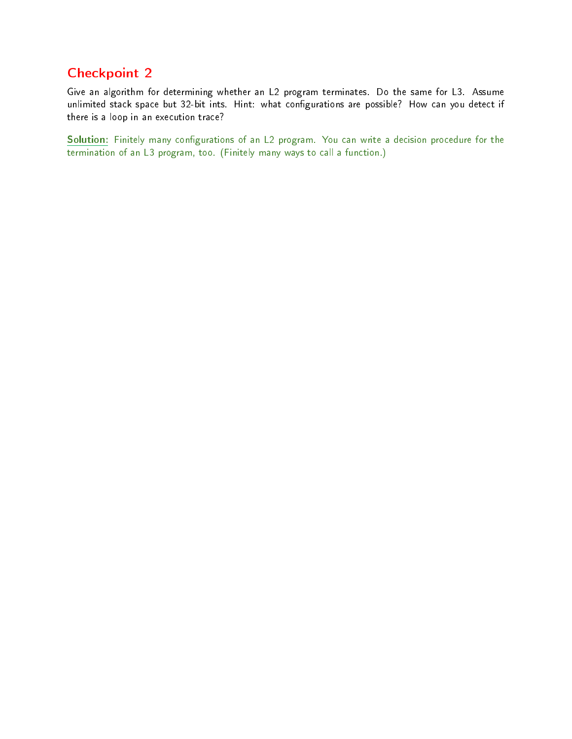## Checkpoint 2

Give an algorithm for determining whether an L2 program terminates. Do the same for L3. Assume unlimited stack space but 32-bit ints. Hint: what configurations are possible? How can you detect if there is a loop in an execution trace?

**Solution**: Finitely many configurations of an L2 program. You can write a decision procedure for the termination of an L3 program, too. (Finitely many ways to call a function.)